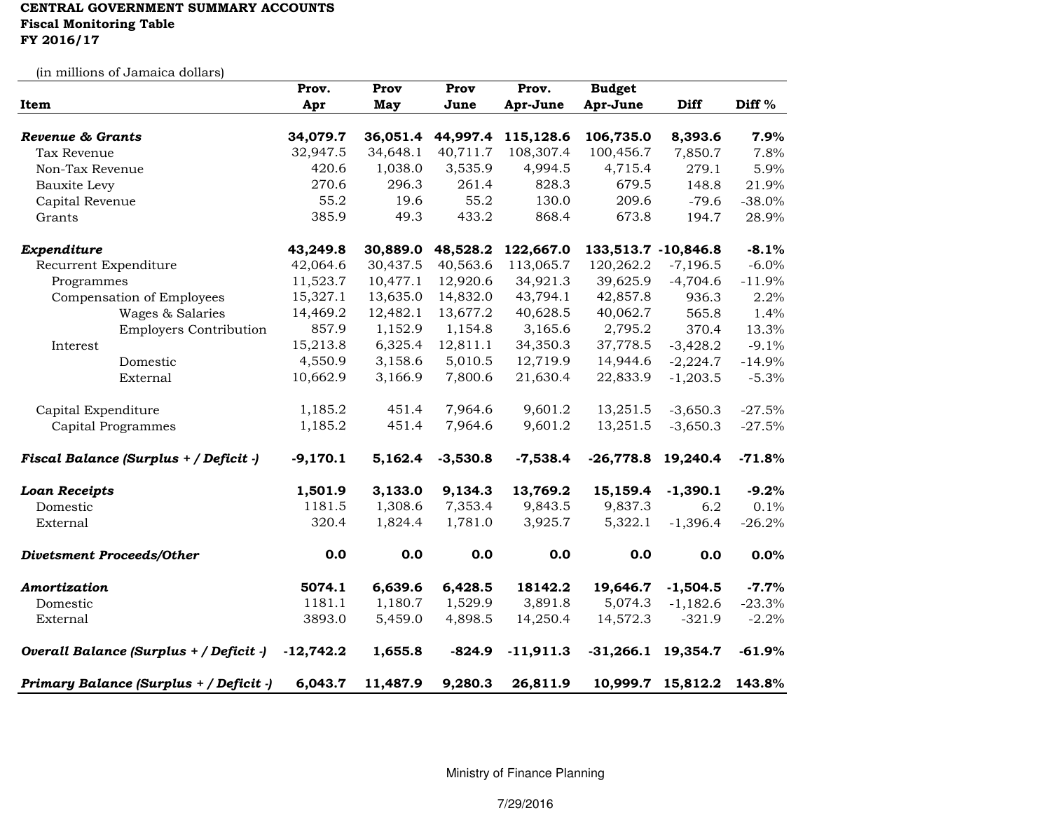**CENTRAL GOVERNMENT SUMMARY ACCOUNTS**
**Fiscal Monitoring Table**
**FY 2016/17**

(in millions of Jamaica dollars)

| Item | Prov. Apr | Prov May | Prov June | Prov. Apr-June | Budget Apr-June | Diff | Diff % |
|---|---|---|---|---|---|---|---|
| ***Revenue & Grants*** | **34,079.7** | **36,051.4** | **44,997.4** | **115,128.6** | **106,735.0** | **8,393.6** | **7.9%** |
| Tax Revenue | 32,947.5 | 34,648.1 | 40,711.7 | 108,307.4 | 100,456.7 | 7,850.7 | 7.8% |
| Non-Tax Revenue | 420.6 | 1,038.0 | 3,535.9 | 4,994.5 | 4,715.4 | 279.1 | 5.9% |
| Bauxite Levy | 270.6 | 296.3 | 261.4 | 828.3 | 679.5 | 148.8 | 21.9% |
| Capital Revenue | 55.2 | 19.6 | 55.2 | 130.0 | 209.6 | -79.6 | -38.0% |
| Grants | 385.9 | 49.3 | 433.2 | 868.4 | 673.8 | 194.7 | 28.9% |
| | | | | | | | |
| ***Expenditure*** | **43,249.8** | **30,889.0** | **48,528.2** | **122,667.0** | **133,513.7** | **-10,846.8** | **-8.1%** |
| Recurrent Expenditure | 42,064.6 | 30,437.5 | 40,563.6 | 113,065.7 | 120,262.2 | -7,196.5 | -6.0% |
| Programmes | 11,523.7 | 10,477.1 | 12,920.6 | 34,921.3 | 39,625.9 | -4,704.6 | -11.9% |
| Compensation of Employees | 15,327.1 | 13,635.0 | 14,832.0 | 43,794.1 | 42,857.8 | 936.3 | 2.2% |
| Wages & Salaries | 14,469.2 | 12,482.1 | 13,677.2 | 40,628.5 | 40,062.7 | 565.8 | 1.4% |
| Employers Contribution | 857.9 | 1,152.9 | 1,154.8 | 3,165.6 | 2,795.2 | 370.4 | 13.3% |
| Interest | 15,213.8 | 6,325.4 | 12,811.1 | 34,350.3 | 37,778.5 | -3,428.2 | -9.1% |
| Domestic | 4,550.9 | 3,158.6 | 5,010.5 | 12,719.9 | 14,944.6 | -2,224.7 | -14.9% |
| External | 10,662.9 | 3,166.9 | 7,800.6 | 21,630.4 | 22,833.9 | -1,203.5 | -5.3% |
| | | | | | | | |
| Capital Expenditure | 1,185.2 | 451.4 | 7,964.6 | 9,601.2 | 13,251.5 | -3,650.3 | -27.5% |
| Capital Programmes | 1,185.2 | 451.4 | 7,964.6 | 9,601.2 | 13,251.5 | -3,650.3 | -27.5% |
| | | | | | | | |
| ***Fiscal Balance (Surplus + / Deficit -)*** | **-9,170.1** | **5,162.4** | **-3,530.8** | **-7,538.4** | **-26,778.8** | **19,240.4** | **-71.8%** |
| | | | | | | | |
| ***Loan Receipts*** | **1,501.9** | **3,133.0** | **9,134.3** | **13,769.2** | **15,159.4** | **-1,390.1** | **-9.2%** |
| Domestic | 1181.5 | 1,308.6 | 7,353.4 | 9,843.5 | 9,837.3 | 6.2 | 0.1% |
| External | 320.4 | 1,824.4 | 1,781.0 | 3,925.7 | 5,322.1 | -1,396.4 | -26.2% |
| | | | | | | | |
| ***Divetsment Proceeds/Other*** | **0.0** | **0.0** | **0.0** | **0.0** | **0.0** | **0.0** | **0.0%** |
| | | | | | | | |
| ***Amortization*** | **5074.1** | **6,639.6** | **6,428.5** | **18142.2** | **19,646.7** | **-1,504.5** | **-7.7%** |
| Domestic | 1181.1 | 1,180.7 | 1,529.9 | 3,891.8 | 5,074.3 | -1,182.6 | -23.3% |
| External | 3893.0 | 5,459.0 | 4,898.5 | 14,250.4 | 14,572.3 | -321.9 | -2.2% |
| | | | | | | | |
| ***Overall Balance (Surplus + / Deficit -)*** | **-12,742.2** | **1,655.8** | **-824.9** | **-11,911.3** | **-31,266.1** | **19,354.7** | **-61.9%** |
| | | | | | | | |
| ***Primary Balance (Surplus + / Deficit -)*** | **6,043.7** | **11,487.9** | **9,280.3** | **26,811.9** | **10,999.7** | **15,812.2** | **143.8%** |

Ministry of Finance Planning

7/29/2016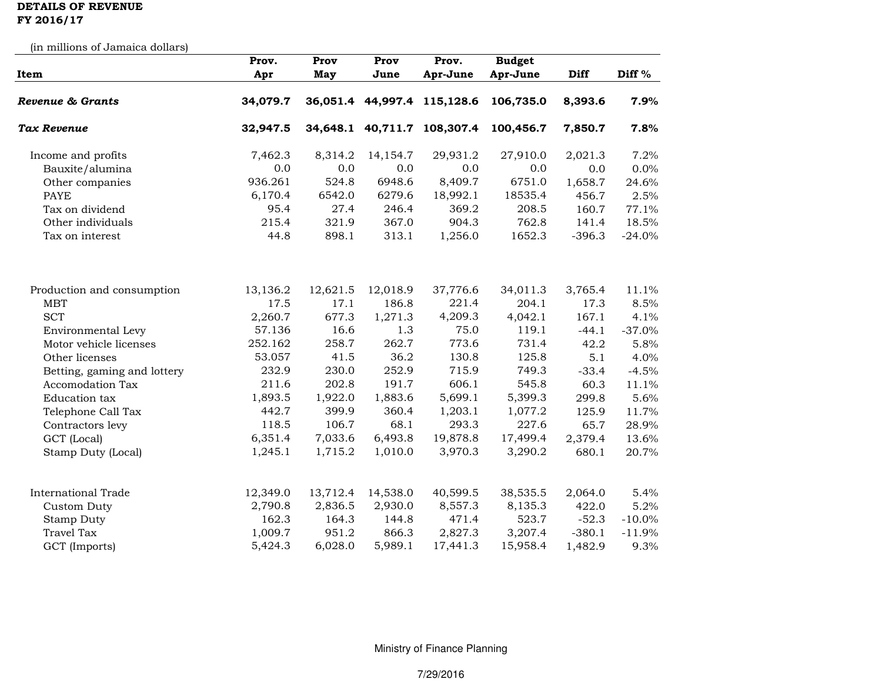**DETAILS OF REVENUE**
**FY 2016/17**

(in millions of Jamaica dollars)

| Item | Prov. Apr | Prov May | Prov June | Prov. Apr-June | Budget Apr-June | Diff | Diff % |
|---|---|---|---|---|---|---|---|
| ***Revenue & Grants*** | **34,079.7** | **36,051.4** | **44,997.4** | **115,128.6** | **106,735.0** | **8,393.6** | **7.9%** |
| ***Tax Revenue*** | **32,947.5** | **34,648.1** | **40,711.7** | **108,307.4** | **100,456.7** | **7,850.7** | **7.8%** |
| Income and profits | 7,462.3 | 8,314.2 | 14,154.7 | 29,931.2 | 27,910.0 | 2,021.3 | 7.2% |
| Bauxite/alumina | 0.0 | 0.0 | 0.0 | 0.0 | 0.0 | 0.0 | 0.0% |
| Other companies | 936.261 | 524.8 | 6948.6 | 8,409.7 | 6751.0 | 1,658.7 | 24.6% |
| PAYE | 6,170.4 | 6542.0 | 6279.6 | 18,992.1 | 18535.4 | 456.7 | 2.5% |
| Tax on dividend | 95.4 | 27.4 | 246.4 | 369.2 | 208.5 | 160.7 | 77.1% |
| Other individuals | 215.4 | 321.9 | 367.0 | 904.3 | 762.8 | 141.4 | 18.5% |
| Tax on interest | 44.8 | 898.1 | 313.1 | 1,256.0 | 1652.3 | -396.3 | -24.0% |
| Production and consumption | 13,136.2 | 12,621.5 | 12,018.9 | 37,776.6 | 34,011.3 | 3,765.4 | 11.1% |
| MBT | 17.5 | 17.1 | 186.8 | 221.4 | 204.1 | 17.3 | 8.5% |
| SCT | 2,260.7 | 677.3 | 1,271.3 | 4,209.3 | 4,042.1 | 167.1 | 4.1% |
| Environmental Levy | 57.136 | 16.6 | 1.3 | 75.0 | 119.1 | -44.1 | -37.0% |
| Motor vehicle licenses | 252.162 | 258.7 | 262.7 | 773.6 | 731.4 | 42.2 | 5.8% |
| Other licenses | 53.057 | 41.5 | 36.2 | 130.8 | 125.8 | 5.1 | 4.0% |
| Betting, gaming and lottery | 232.9 | 230.0 | 252.9 | 715.9 | 749.3 | -33.4 | -4.5% |
| Accomodation Tax | 211.6 | 202.8 | 191.7 | 606.1 | 545.8 | 60.3 | 11.1% |
| Education tax | 1,893.5 | 1,922.0 | 1,883.6 | 5,699.1 | 5,399.3 | 299.8 | 5.6% |
| Telephone Call Tax | 442.7 | 399.9 | 360.4 | 1,203.1 | 1,077.2 | 125.9 | 11.7% |
| Contractors levy | 118.5 | 106.7 | 68.1 | 293.3 | 227.6 | 65.7 | 28.9% |
| GCT (Local) | 6,351.4 | 7,033.6 | 6,493.8 | 19,878.8 | 17,499.4 | 2,379.4 | 13.6% |
| Stamp Duty (Local) | 1,245.1 | 1,715.2 | 1,010.0 | 3,970.3 | 3,290.2 | 680.1 | 20.7% |
| International Trade | 12,349.0 | 13,712.4 | 14,538.0 | 40,599.5 | 38,535.5 | 2,064.0 | 5.4% |
| Custom Duty | 2,790.8 | 2,836.5 | 2,930.0 | 8,557.3 | 8,135.3 | 422.0 | 5.2% |
| Stamp Duty | 162.3 | 164.3 | 144.8 | 471.4 | 523.7 | -52.3 | -10.0% |
| Travel Tax | 1,009.7 | 951.2 | 866.3 | 2,827.3 | 3,207.4 | -380.1 | -11.9% |
| GCT (Imports) | 5,424.3 | 6,028.0 | 5,989.1 | 17,441.3 | 15,958.4 | 1,482.9 | 9.3% |

Ministry of Finance Planning

7/29/2016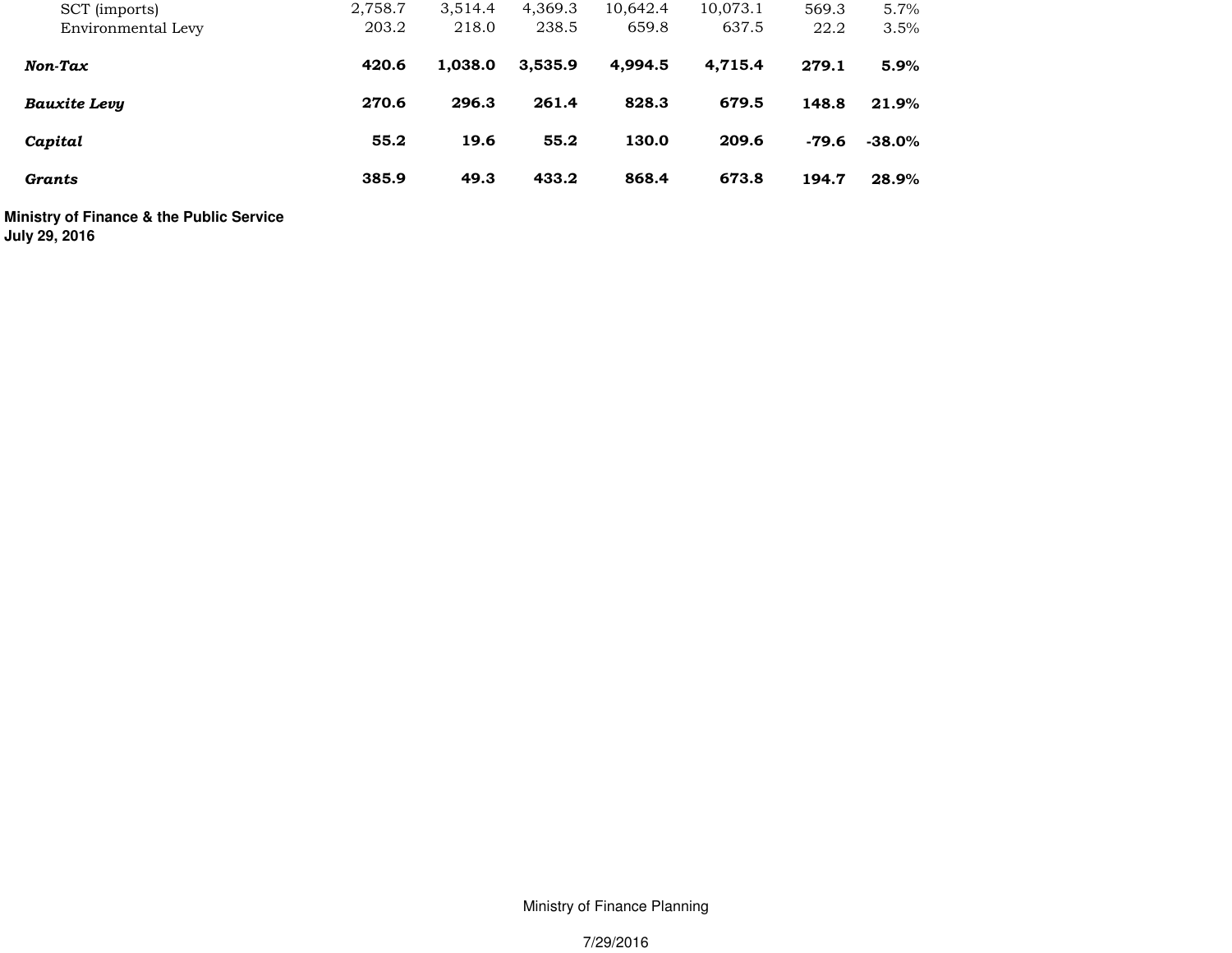| | | | | | | | |
|---|---|---|---|---|---|---|---|
| SCT (imports) | 2,758.7 | 3,514.4 | 4,369.3 | 10,642.4 | 10,073.1 | 569.3 | 5.7% |
| Environmental Levy | 203.2 | 218.0 | 238.5 | 659.8 | 637.5 | 22.2 | 3.5% |
| ***Non-Tax*** | **420.6** | **1,038.0** | **3,535.9** | **4,994.5** | **4,715.4** | **279.1** | **5.9%** |
| ***Bauxite Levy*** | **270.6** | **296.3** | **261.4** | **828.3** | **679.5** | **148.8** | **21.9%** |
| ***Capital*** | **55.2** | **19.6** | **55.2** | **130.0** | **209.6** | **-79.6** | **-38.0%** |
| ***Grants*** | **385.9** | **49.3** | **433.2** | **868.4** | **673.8** | **194.7** | **28.9%** |

**Ministry of Finance & the Public Service**
**July 29, 2016**